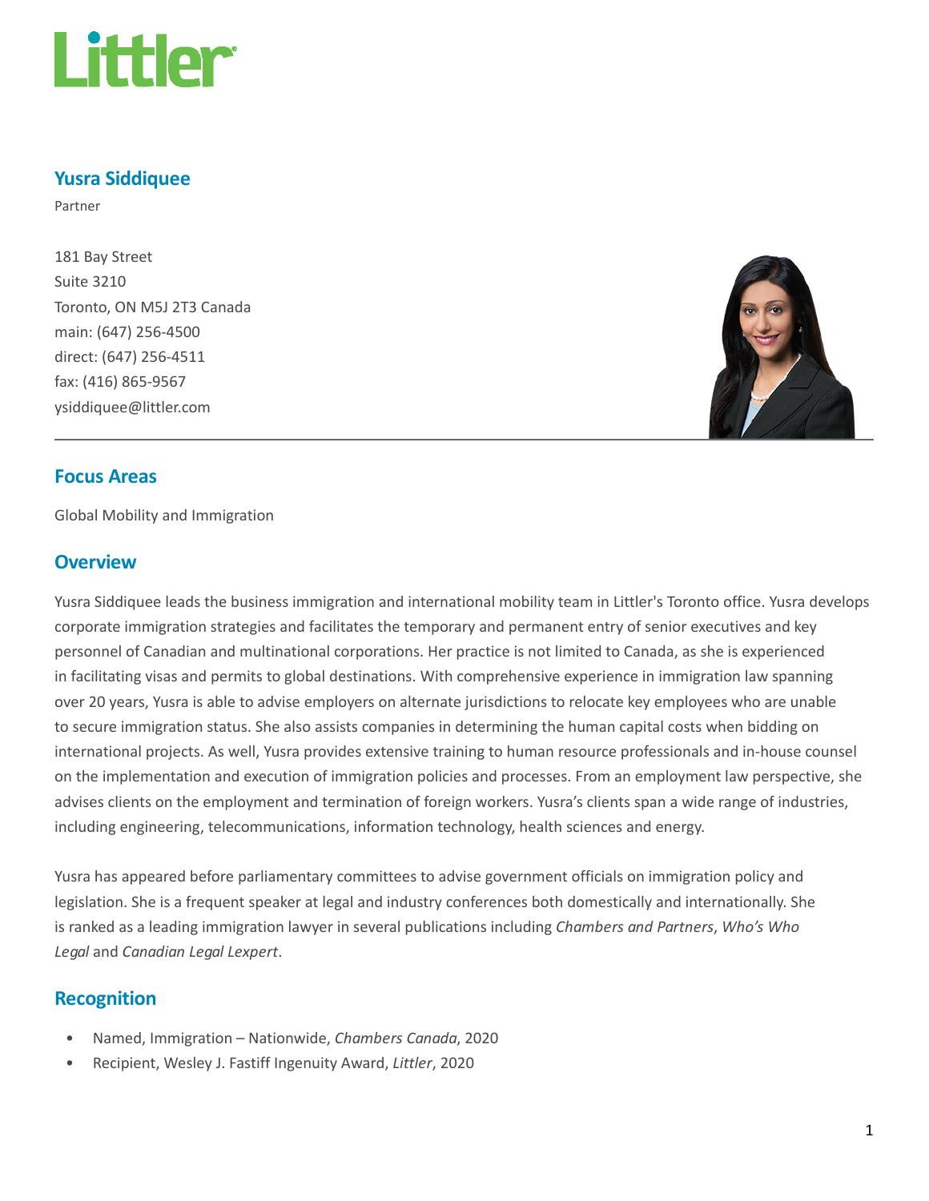# Littler

## Yusra Siddiquee

Partner

181 Bay Street
Suite 3210
Toronto, ON M5J 2T3 Canada
main: (647) 256-4500
direct: (647) 256-4511
fax: (416) 865-9567
ysiddiquee@littler.com

## Focus Areas

Global Mobility and Immigration

## Overview

Yusra Siddiquee leads the business immigration and international mobility team in Littler's Toronto office. Yusra develops corporate immigration strategies and facilitates the temporary and permanent entry of senior executives and key personnel of Canadian and multinational corporations. Her practice is not limited to Canada, as she is experienced in facilitating visas and permits to global destinations. With comprehensive experience in immigration law spanning over 20 years, Yusra is able to advise employers on alternate jurisdictions to relocate key employees who are unable to secure immigration status. She also assists companies in determining the human capital costs when bidding on international projects. As well, Yusra provides extensive training to human resource professionals and in-house counsel on the implementation and execution of immigration policies and processes. From an employment law perspective, she advises clients on the employment and termination of foreign workers. Yusra's clients span a wide range of industries, including engineering, telecommunications, information technology, health sciences and energy.

Yusra has appeared before parliamentary committees to advise government officials on immigration policy and legislation. She is a frequent speaker at legal and industry conferences both domestically and internationally. She is ranked as a leading immigration lawyer in several publications including *Chambers and Partners*, *Who's Who Legal* and *Canadian Legal Lexpert*.

## Recognition

- Named, Immigration – Nationwide, *Chambers Canada*, 2020
- Recipient, Wesley J. Fastiff Ingenuity Award, *Littler*, 2020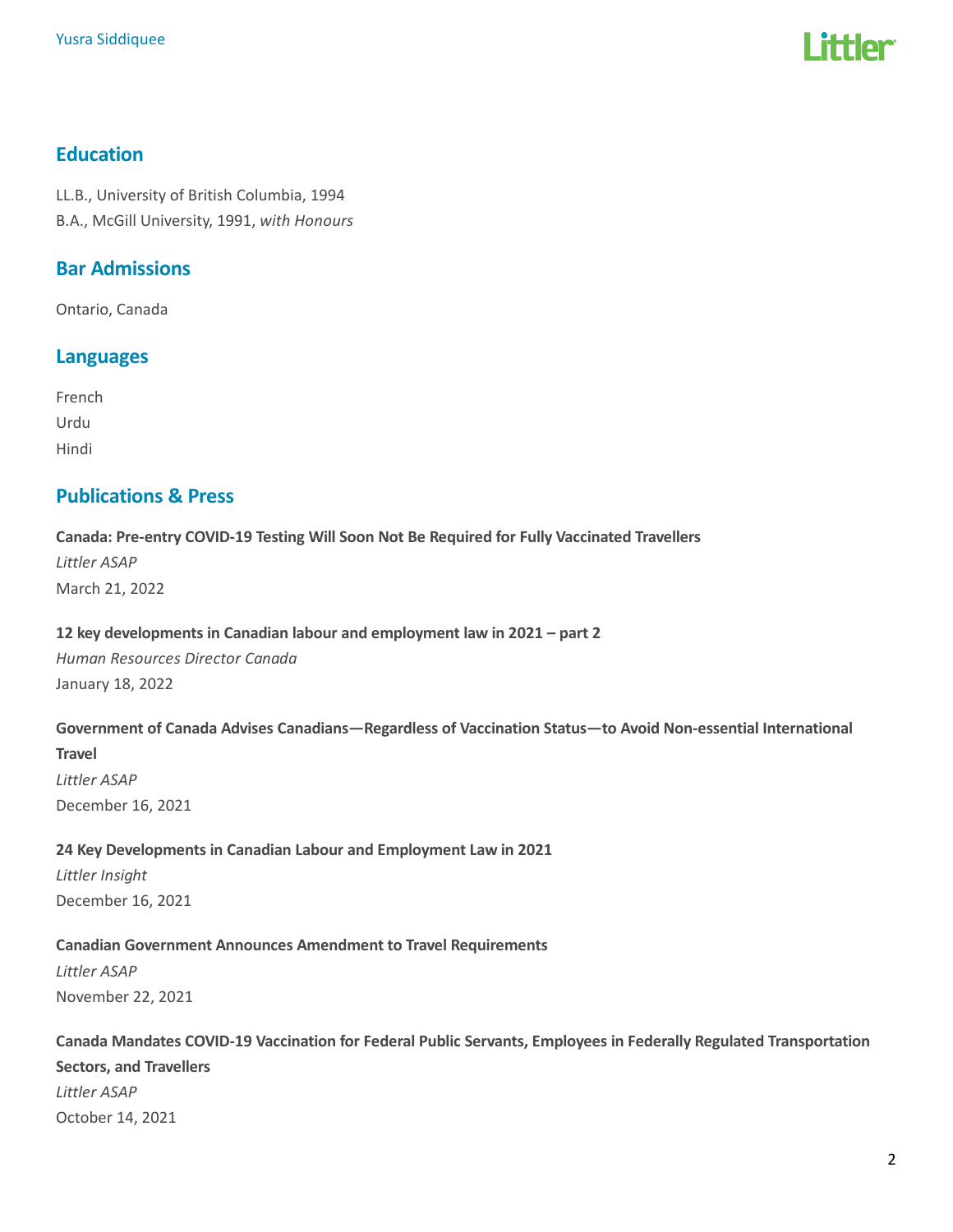## Education

LL.B., University of British Columbia, 1994
B.A., McGill University, 1991, *with Honours*

## Bar Admissions

Ontario, Canada

## Languages

French
Urdu
Hindi

## Publications & Press

**Canada: Pre-entry COVID-19 Testing Will Soon Not Be Required for Fully Vaccinated Travellers**
*Littler ASAP*
March 21, 2022

**12 key developments in Canadian labour and employment law in 2021 – part 2**
*Human Resources Director Canada*
January 18, 2022

**Government of Canada Advises Canadians—Regardless of Vaccination Status—to Avoid Non-essential International Travel**
*Littler ASAP*
December 16, 2021

**24 Key Developments in Canadian Labour and Employment Law in 2021**
*Littler Insight*
December 16, 2021

**Canadian Government Announces Amendment to Travel Requirements**
*Littler ASAP*
November 22, 2021

**Canada Mandates COVID-19 Vaccination for Federal Public Servants, Employees in Federally Regulated Transportation Sectors, and Travellers**
*Littler ASAP*
October 14, 2021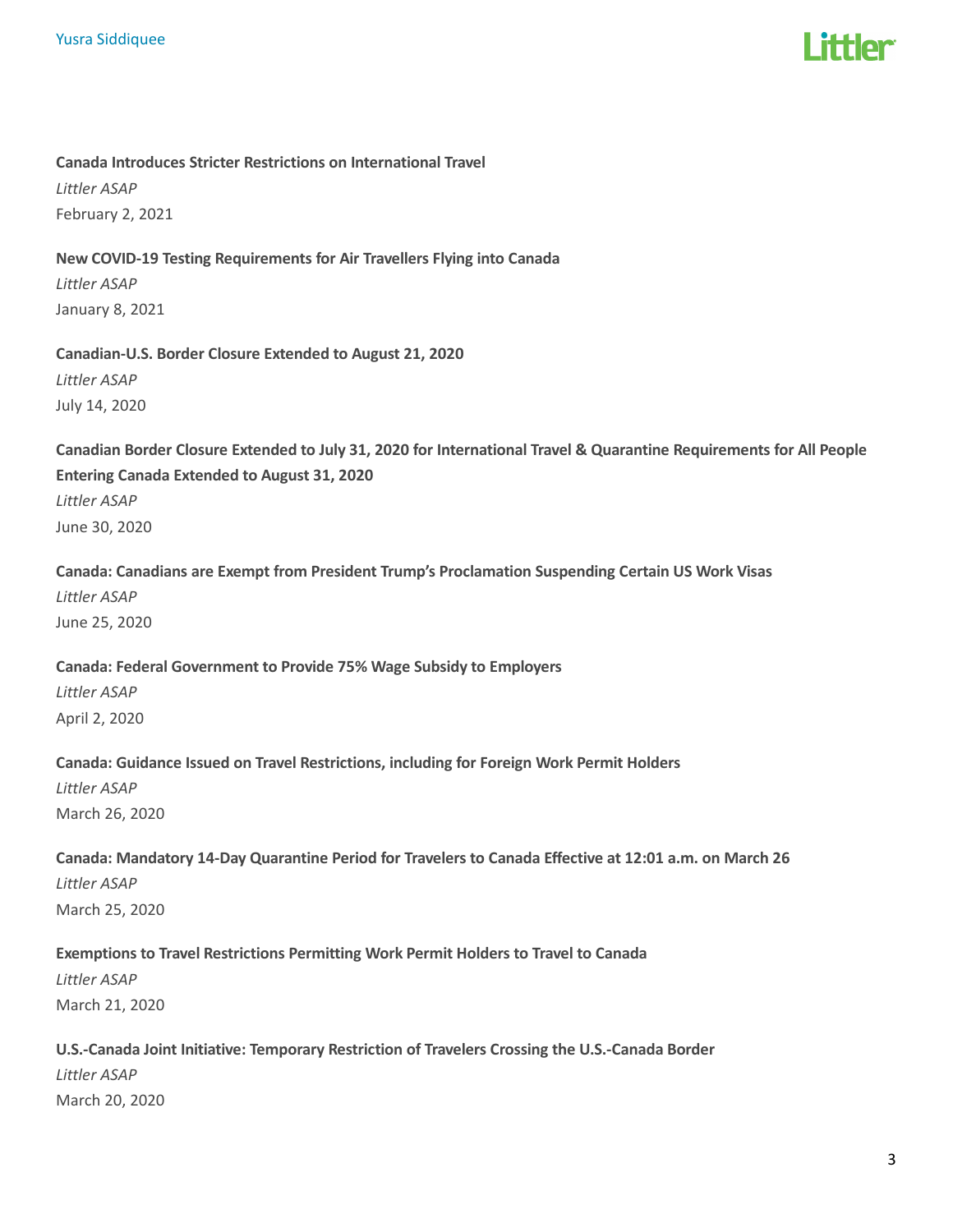**Canada Introduces Stricter Restrictions on International Travel**
*Littler ASAP*
February 2, 2021

**New COVID-19 Testing Requirements for Air Travellers Flying into Canada**
*Littler ASAP*
January 8, 2021

**Canadian-U.S. Border Closure Extended to August 21, 2020**
*Littler ASAP*
July 14, 2020

**Canadian Border Closure Extended to July 31, 2020 for International Travel & Quarantine Requirements for All People Entering Canada Extended to August 31, 2020**
*Littler ASAP*
June 30, 2020

**Canada: Canadians are Exempt from President Trump's Proclamation Suspending Certain US Work Visas**
*Littler ASAP*
June 25, 2020

**Canada: Federal Government to Provide 75% Wage Subsidy to Employers**
*Littler ASAP*
April 2, 2020

**Canada: Guidance Issued on Travel Restrictions, including for Foreign Work Permit Holders**
*Littler ASAP*
March 26, 2020

**Canada: Mandatory 14-Day Quarantine Period for Travelers to Canada Effective at 12:01 a.m. on March 26**
*Littler ASAP*
March 25, 2020

**Exemptions to Travel Restrictions Permitting Work Permit Holders to Travel to Canada**
*Littler ASAP*
March 21, 2020

**U.S.-Canada Joint Initiative: Temporary Restriction of Travelers Crossing the U.S.-Canada Border**
*Littler ASAP*
March 20, 2020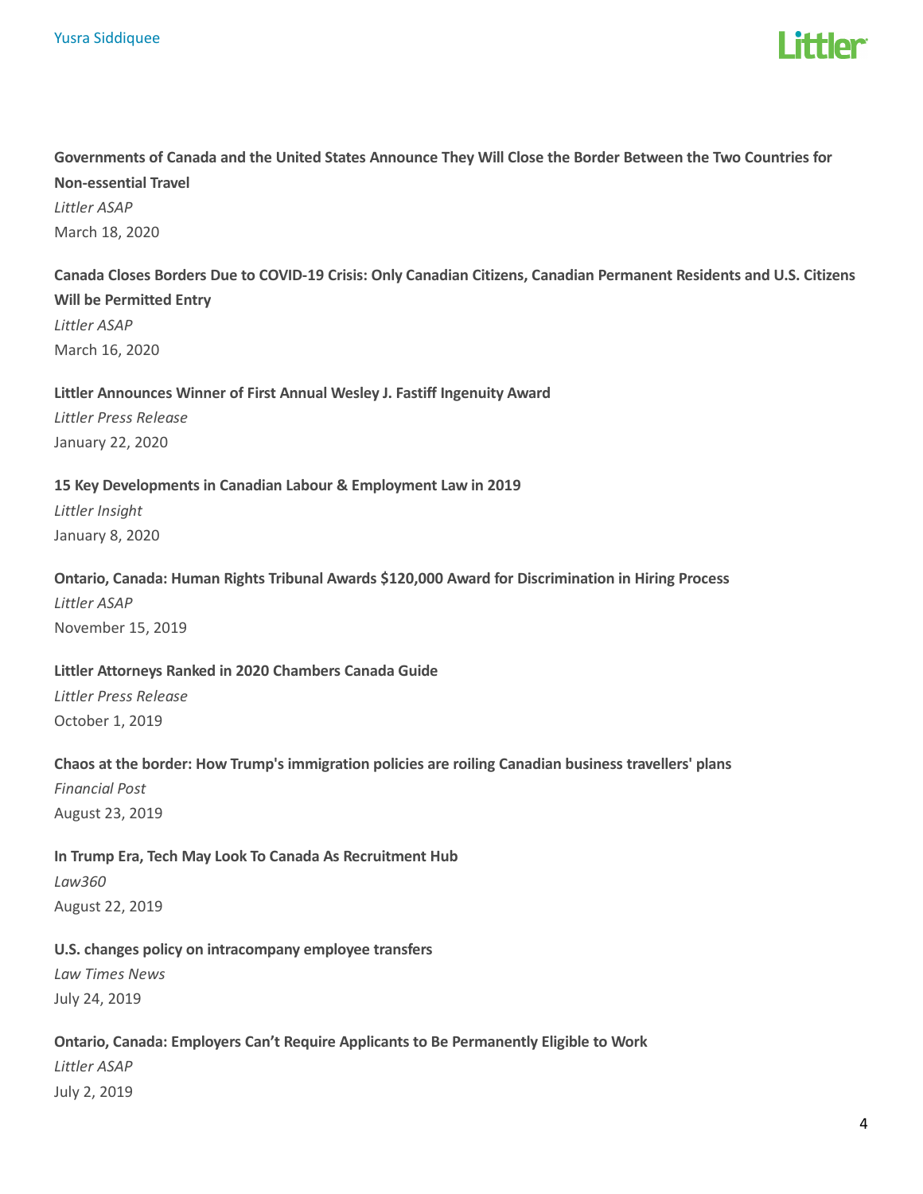**Governments of Canada and the United States Announce They Will Close the Border Between the Two Countries for Non-essential Travel**
*Littler ASAP*
March 18, 2020

**Canada Closes Borders Due to COVID-19 Crisis: Only Canadian Citizens, Canadian Permanent Residents and U.S. Citizens Will be Permitted Entry**
*Littler ASAP*
March 16, 2020

**Littler Announces Winner of First Annual Wesley J. Fastiff Ingenuity Award**
*Littler Press Release*
January 22, 2020

**15 Key Developments in Canadian Labour & Employment Law in 2019**
*Littler Insight*
January 8, 2020

**Ontario, Canada: Human Rights Tribunal Awards $120,000 Award for Discrimination in Hiring Process**
*Littler ASAP*
November 15, 2019

**Littler Attorneys Ranked in 2020 Chambers Canada Guide**
*Littler Press Release*
October 1, 2019

**Chaos at the border: How Trump's immigration policies are roiling Canadian business travellers' plans**
*Financial Post*
August 23, 2019

**In Trump Era, Tech May Look To Canada As Recruitment Hub**
*Law360*
August 22, 2019

**U.S. changes policy on intracompany employee transfers**
*Law Times News*
July 24, 2019

**Ontario, Canada: Employers Can't Require Applicants to Be Permanently Eligible to Work**
*Littler ASAP*
July 2, 2019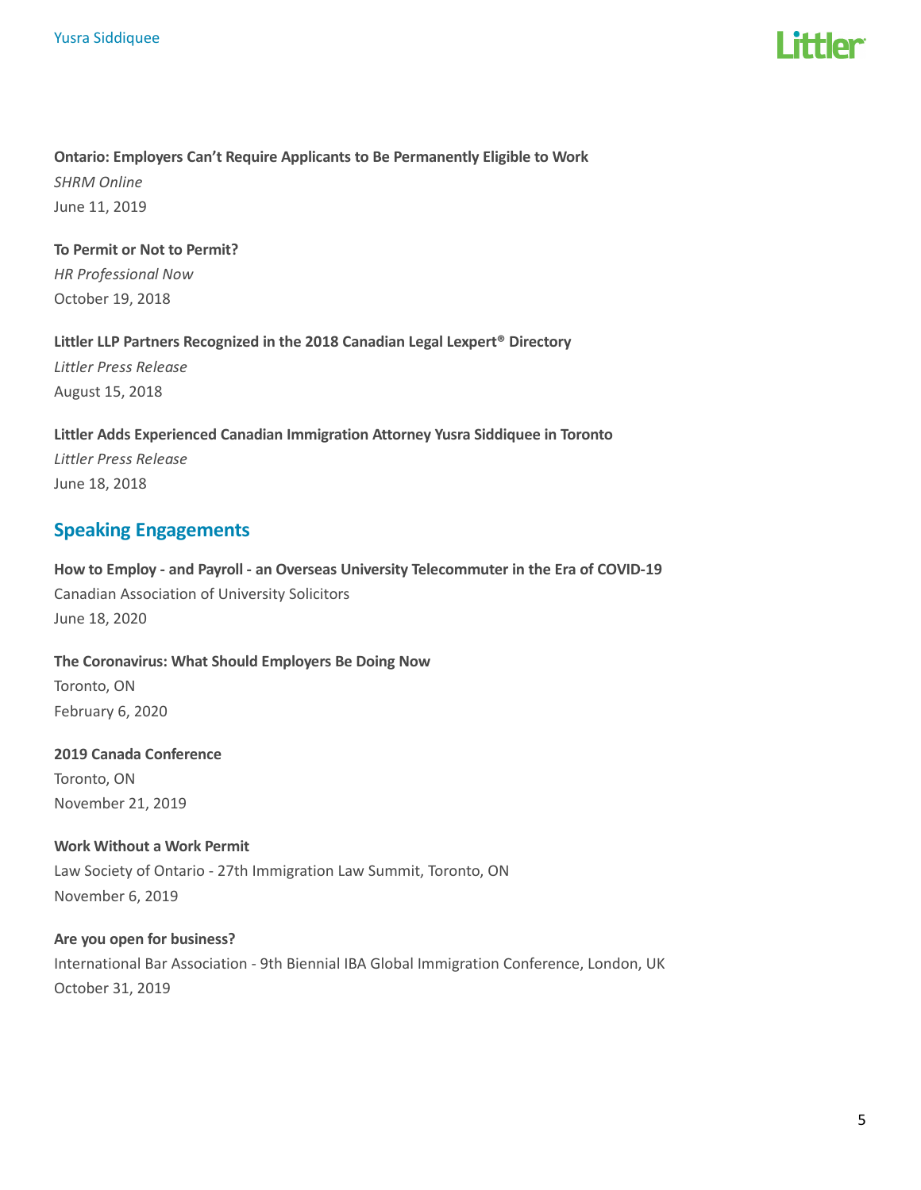**Ontario: Employers Can't Require Applicants to Be Permanently Eligible to Work**
*SHRM Online*
June 11, 2019

**To Permit or Not to Permit?**
*HR Professional Now*
October 19, 2018

**Littler LLP Partners Recognized in the 2018 Canadian Legal Lexpert® Directory**
*Littler Press Release*
August 15, 2018

**Littler Adds Experienced Canadian Immigration Attorney Yusra Siddiquee in Toronto**
*Littler Press Release*
June 18, 2018

## Speaking Engagements

**How to Employ - and Payroll - an Overseas University Telecommuter in the Era of COVID-19**
Canadian Association of University Solicitors
June 18, 2020

**The Coronavirus: What Should Employers Be Doing Now**
Toronto, ON
February 6, 2020

**2019 Canada Conference**
Toronto, ON
November 21, 2019

**Work Without a Work Permit**
Law Society of Ontario - 27th Immigration Law Summit, Toronto, ON
November 6, 2019

**Are you open for business?**
International Bar Association - 9th Biennial IBA Global Immigration Conference, London, UK
October 31, 2019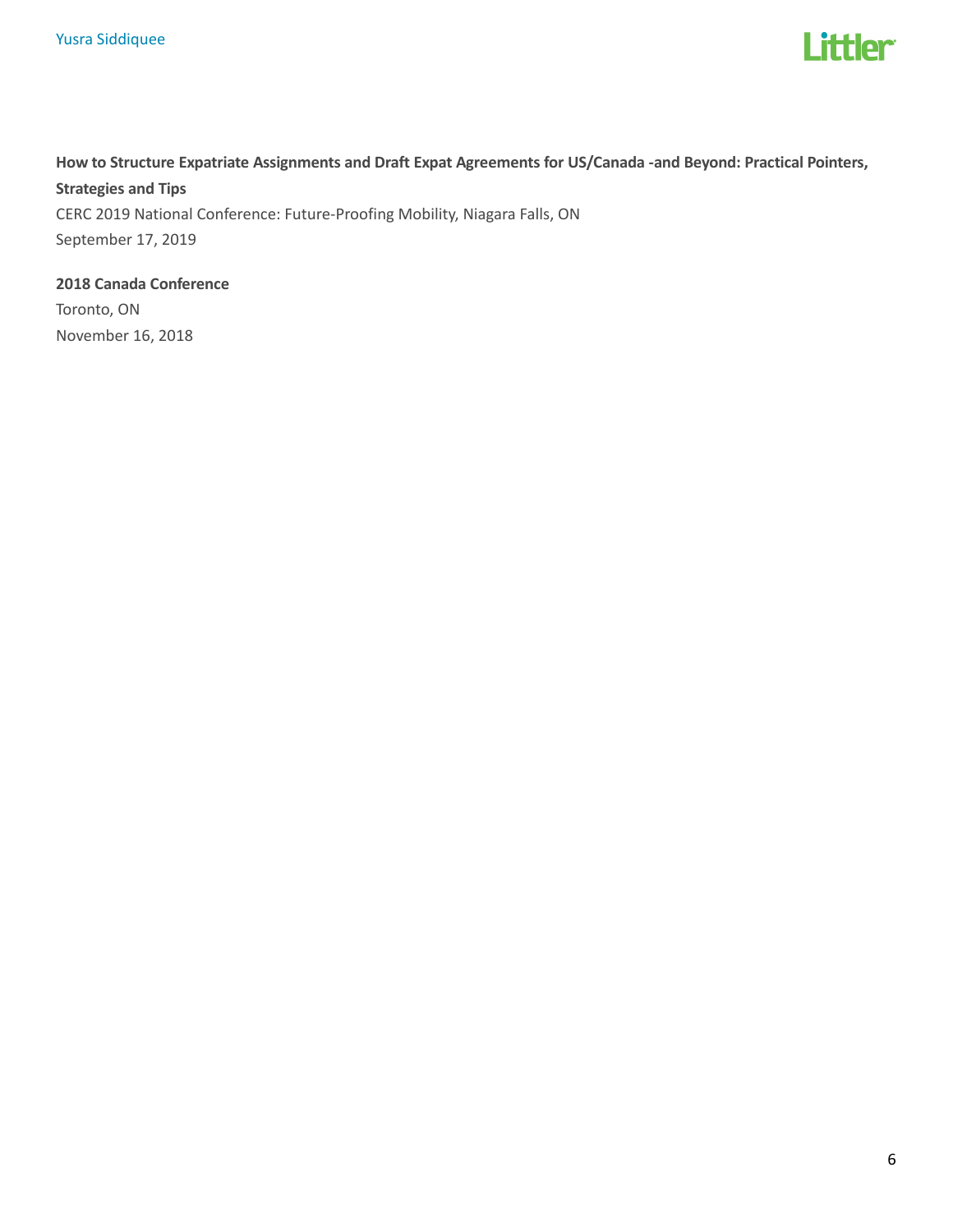**How to Structure Expatriate Assignments and Draft Expat Agreements for US/Canada -and Beyond: Practical Pointers, Strategies and Tips**

CERC 2019 National Conference: Future-Proofing Mobility, Niagara Falls, ON

September 17, 2019

**2018 Canada Conference**

Toronto, ON

November 16, 2018